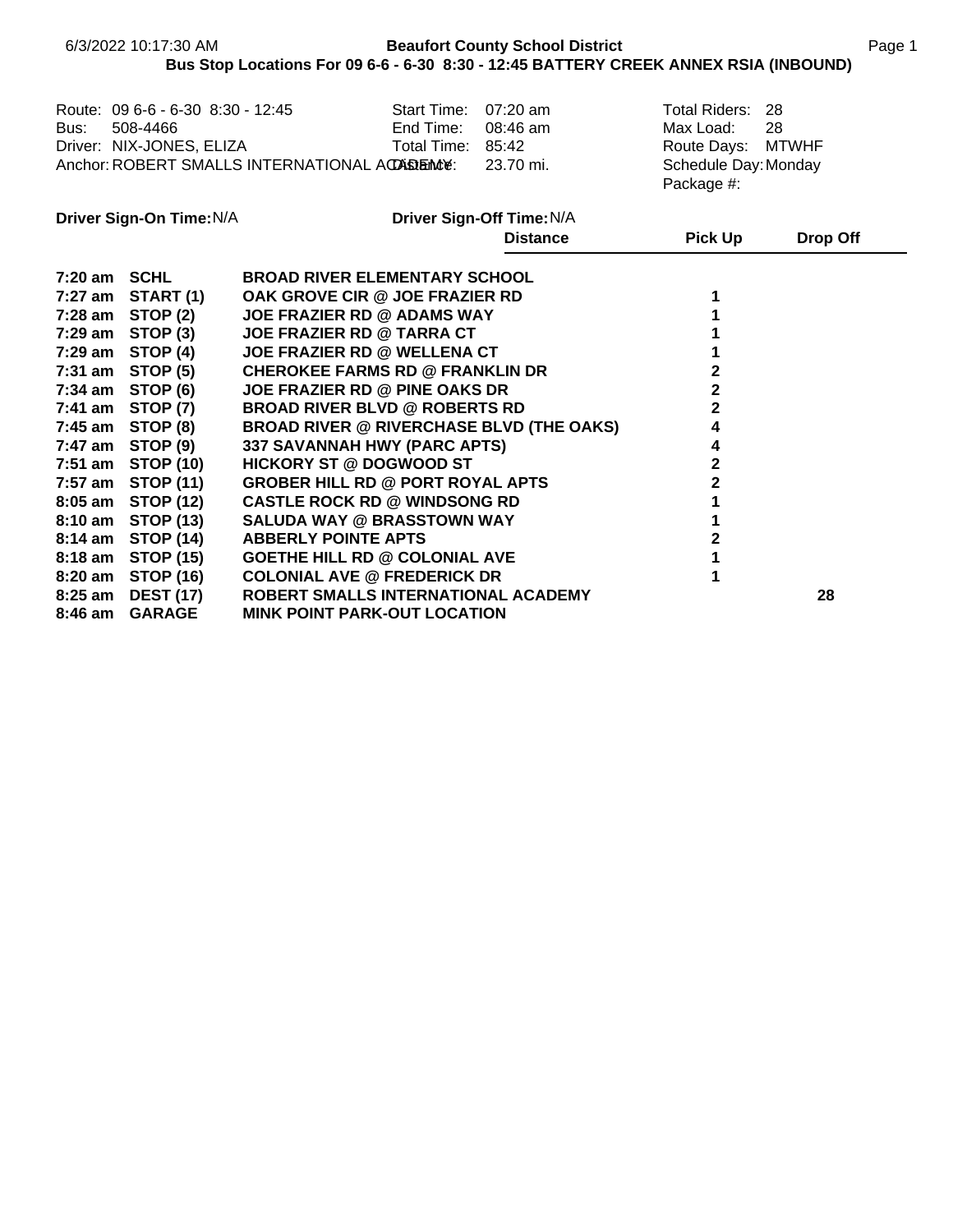**Beaufort County School District**

**Bus Stop Locations For 09 6-6 - 6-30 8:30 - 12:45 BATTERY CREEK ANNEX RSIA (INBOUND)**

Route: 09 6-6 - 6-30 8:30 - 12:45
Bus: 508-4466
Driver: NIX-JONES, ELIZA
Anchor: ROBERT SMALLS INTERNATIONAL ACADEMY

Start Time: 07:20 am
End Time: 08:46 am
Total Time: 85:42
Distance: 23.70 mi.

Total Riders: 28
Max Load: 28
Route Days: MTWHF
Schedule Day: Monday
Package #:

**Driver Sign-On Time:** N/A
**Driver Sign-Off Time:** N/A

| Time | Stop | Location | Distance | Pick Up | Drop Off |
|---|---|---|---|---|---|
| 7:20 am | SCHL | BROAD RIVER ELEMENTARY SCHOOL | | | |
| 7:27 am | START (1) | OAK GROVE CIR @ JOE FRAZIER RD | | 1 | |
| 7:28 am | STOP (2) | JOE FRAZIER RD @ ADAMS WAY | | 1 | |
| 7:29 am | STOP (3) | JOE FRAZIER RD @ TARRA CT | | 1 | |
| 7:29 am | STOP (4) | JOE FRAZIER RD @ WELLENA CT | | 1 | |
| 7:31 am | STOP (5) | CHEROKEE FARMS RD @ FRANKLIN DR | | 2 | |
| 7:34 am | STOP (6) | JOE FRAZIER RD @ PINE OAKS DR | | 2 | |
| 7:41 am | STOP (7) | BROAD RIVER BLVD @ ROBERTS RD | | 2 | |
| 7:45 am | STOP (8) | BROAD RIVER @ RIVERCHASE BLVD (THE OAKS) | | 4 | |
| 7:47 am | STOP (9) | 337 SAVANNAH HWY (PARC APTS) | | 4 | |
| 7:51 am | STOP (10) | HICKORY ST @ DOGWOOD ST | | 2 | |
| 7:57 am | STOP (11) | GROBER HILL RD @ PORT ROYAL APTS | | 2 | |
| 8:05 am | STOP (12) | CASTLE ROCK RD @ WINDSONG RD | | 1 | |
| 8:10 am | STOP (13) | SALUDA WAY @ BRASSTOWN WAY | | 1 | |
| 8:14 am | STOP (14) | ABBERLY POINTE APTS | | 2 | |
| 8:18 am | STOP (15) | GOETHE HILL RD @ COLONIAL AVE | | 1 | |
| 8:20 am | STOP (16) | COLONIAL AVE @ FREDERICK DR | | 1 | |
| 8:25 am | DEST (17) | ROBERT SMALLS INTERNATIONAL ACADEMY | | | 28 |
| 8:46 am | GARAGE | MINK POINT PARK-OUT LOCATION | | | |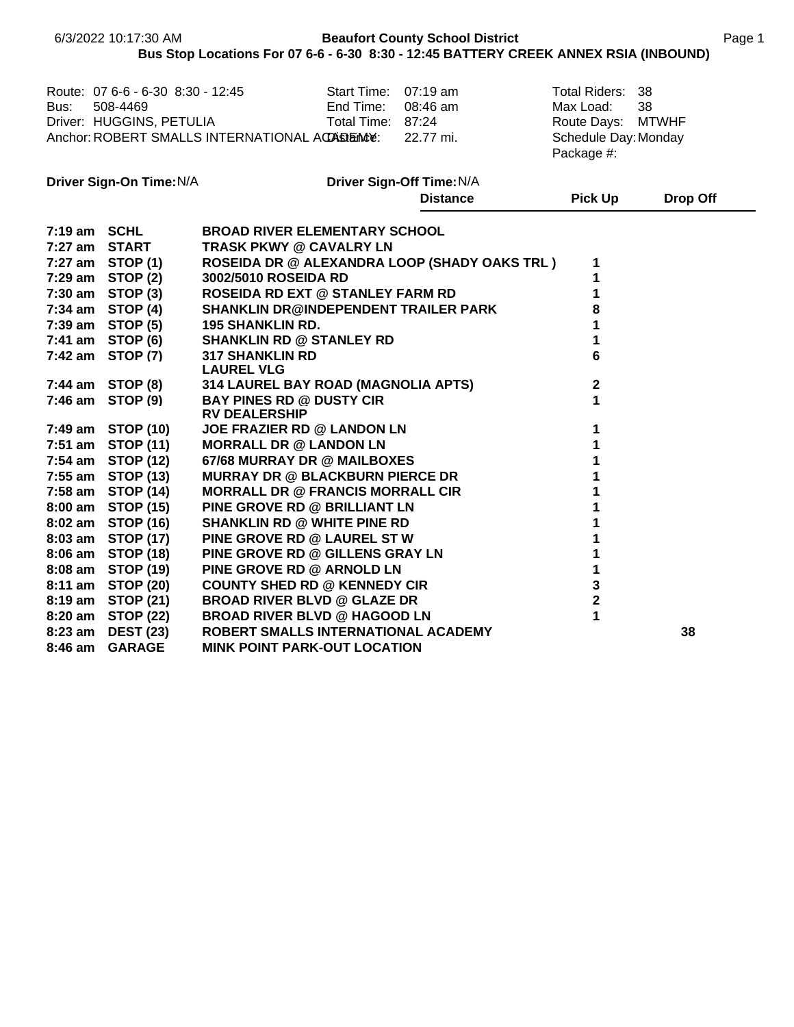6/3/2022 10:17:30 AM

# Beaufort County School District

## Bus Stop Locations For 07 6-6 - 6-30 8:30 - 12:45 BATTERY CREEK ANNEX RSIA (INBOUND)

Route: 07 6-6 - 6-30 8:30 - 12:45
Bus: 508-4469
Driver: HUGGINS, PETULIA
Anchor: ROBERT SMALLS INTERNATIONAL ACADEMY

Start Time: 07:19 am
End Time: 08:46 am
Total Time: 87:24
Distance: 22.77 mi.

Total Riders: 38
Max Load: 38
Route Days: MTWHF
Schedule Day: Monday
Package #:

**Driver Sign-On Time:** N/A
**Driver Sign-Off Time:** N/A

| Time | Stop | Location | Distance | Pick Up | Drop Off |
|---|---|---|---|---|---|
| 7:19 am | SCHL | BROAD RIVER ELEMENTARY SCHOOL | | | |
| 7:27 am | START | TRASK PKWY @ CAVALRY LN | | | |
| 7:27 am | STOP (1) | ROSEIDA DR @ ALEXANDRA LOOP (SHADY OAKS TRL ) | | 1 | |
| 7:29 am | STOP (2) | 3002/5010 ROSEIDA RD | | 1 | |
| 7:30 am | STOP (3) | ROSEIDA RD EXT @ STANLEY FARM RD | | 1 | |
| 7:34 am | STOP (4) | SHANKLIN DR@INDEPENDENT TRAILER PARK | | 8 | |
| 7:39 am | STOP (5) | 195 SHANKLIN RD. | | 1 | |
| 7:41 am | STOP (6) | SHANKLIN RD @ STANLEY RD | | 1 | |
| 7:42 am | STOP (7) | 317 SHANKLIN RD LAUREL VLG | | 6 | |
| 7:44 am | STOP (8) | 314 LAUREL BAY ROAD (MAGNOLIA APTS) | | 2 | |
| 7:46 am | STOP (9) | BAY PINES RD @ DUSTY CIR RV DEALERSHIP | | 1 | |
| 7:49 am | STOP (10) | JOE FRAZIER RD @ LANDON LN | | 1 | |
| 7:51 am | STOP (11) | MORRALL DR @ LANDON LN | | 1 | |
| 7:54 am | STOP (12) | 67/68 MURRAY DR @ MAILBOXES | | 1 | |
| 7:55 am | STOP (13) | MURRAY DR @ BLACKBURN PIERCE DR | | 1 | |
| 7:58 am | STOP (14) | MORRALL DR @ FRANCIS MORRALL CIR | | 1 | |
| 8:00 am | STOP (15) | PINE GROVE RD @ BRILLIANT LN | | 1 | |
| 8:02 am | STOP (16) | SHANKLIN RD @ WHITE PINE RD | | 1 | |
| 8:03 am | STOP (17) | PINE GROVE RD @ LAUREL ST W | | 1 | |
| 8:06 am | STOP (18) | PINE GROVE RD @ GILLENS GRAY LN | | 1 | |
| 8:08 am | STOP (19) | PINE GROVE RD @ ARNOLD LN | | 1 | |
| 8:11 am | STOP (20) | COUNTY SHED RD @ KENNEDY CIR | | 3 | |
| 8:19 am | STOP (21) | BROAD RIVER BLVD @ GLAZE DR | | 2 | |
| 8:20 am | STOP (22) | BROAD RIVER BLVD @ HAGOOD LN | | 1 | |
| 8:23 am | DEST (23) | ROBERT SMALLS INTERNATIONAL ACADEMY | | | 38 |
| 8:46 am | GARAGE | MINK POINT PARK-OUT LOCATION | | | |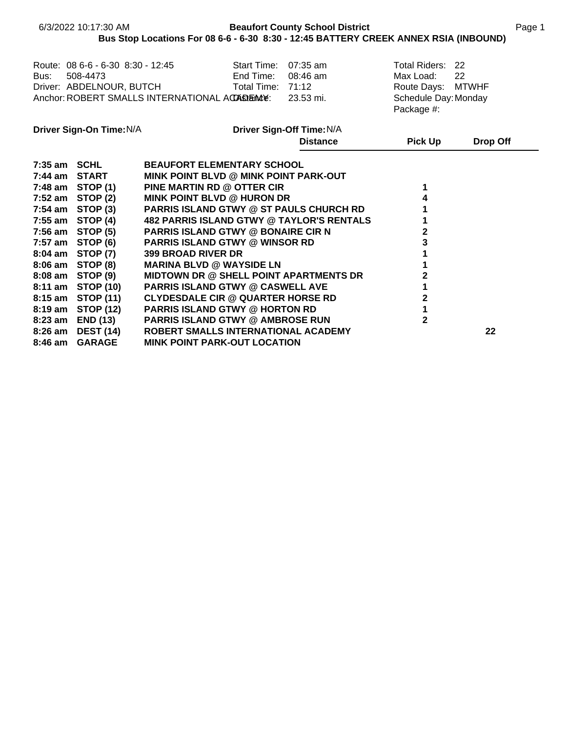6/3/2022 10:17:30 AM

**Beaufort County School District**

**Bus Stop Locations For 08 6-6 - 6-30 8:30 - 12:45 BATTERY CREEK ANNEX RSIA (INBOUND)**

| | | | | | |
|---|---|---|---|---|---|
| Route: | 08 6-6 - 6-30 8:30 - 12:45 | Start Time: | 07:35 am | Total Riders: | 22 |
| Bus: | 508-4473 | End Time: | 08:46 am | Max Load: | 22 |
| Driver: | ABDELNOUR, BUTCH | Total Time: | 71:12 | Route Days: | MTWHF |
| Anchor: | ROBERT SMALLS INTERNATIONAL ACADEMY | Distance: | 23.53 mi. | Schedule Day: | Monday |
| | | | | Package #: | |

**Driver Sign-On Time:** N/A **Driver Sign-Off Time:** N/A

| | | | **Distance** | **Pick Up** | **Drop Off** |
|---|---|---|---|---|---|
| **7:35 am** | **SCHL** | **BEAUFORT ELEMENTARY SCHOOL** | | | |
| **7:44 am** | **START** | **MINK POINT BLVD @ MINK POINT PARK-OUT** | | | |
| **7:48 am** | **STOP (1)** | **PINE MARTIN RD @ OTTER CIR** | | **1** | |
| **7:52 am** | **STOP (2)** | **MINK POINT BLVD @ HURON DR** | | **4** | |
| **7:54 am** | **STOP (3)** | **PARRIS ISLAND GTWY @ ST PAULS CHURCH RD** | | **1** | |
| **7:55 am** | **STOP (4)** | **482 PARRIS ISLAND GTWY @ TAYLOR'S RENTALS** | | **1** | |
| **7:56 am** | **STOP (5)** | **PARRIS ISLAND GTWY @ BONAIRE CIR N** | | **2** | |
| **7:57 am** | **STOP (6)** | **PARRIS ISLAND GTWY @ WINSOR RD** | | **3** | |
| **8:04 am** | **STOP (7)** | **399 BROAD RIVER DR** | | **1** | |
| **8:06 am** | **STOP (8)** | **MARINA BLVD @ WAYSIDE LN** | | **1** | |
| **8:08 am** | **STOP (9)** | **MIDTOWN DR @ SHELL POINT APARTMENTS DR** | | **2** | |
| **8:11 am** | **STOP (10)** | **PARRIS ISLAND GTWY @ CASWELL AVE** | | **1** | |
| **8:15 am** | **STOP (11)** | **CLYDESDALE CIR @ QUARTER HORSE RD** | | **2** | |
| **8:19 am** | **STOP (12)** | **PARRIS ISLAND GTWY @ HORTON RD** | | **1** | |
| **8:23 am** | **END (13)** | **PARRIS ISLAND GTWY @ AMBROSE RUN** | | **2** | |
| **8:26 am** | **DEST (14)** | **ROBERT SMALLS INTERNATIONAL ACADEMY** | | | **22** |
| **8:46 am** | **GARAGE** | **MINK POINT PARK-OUT LOCATION** | | | |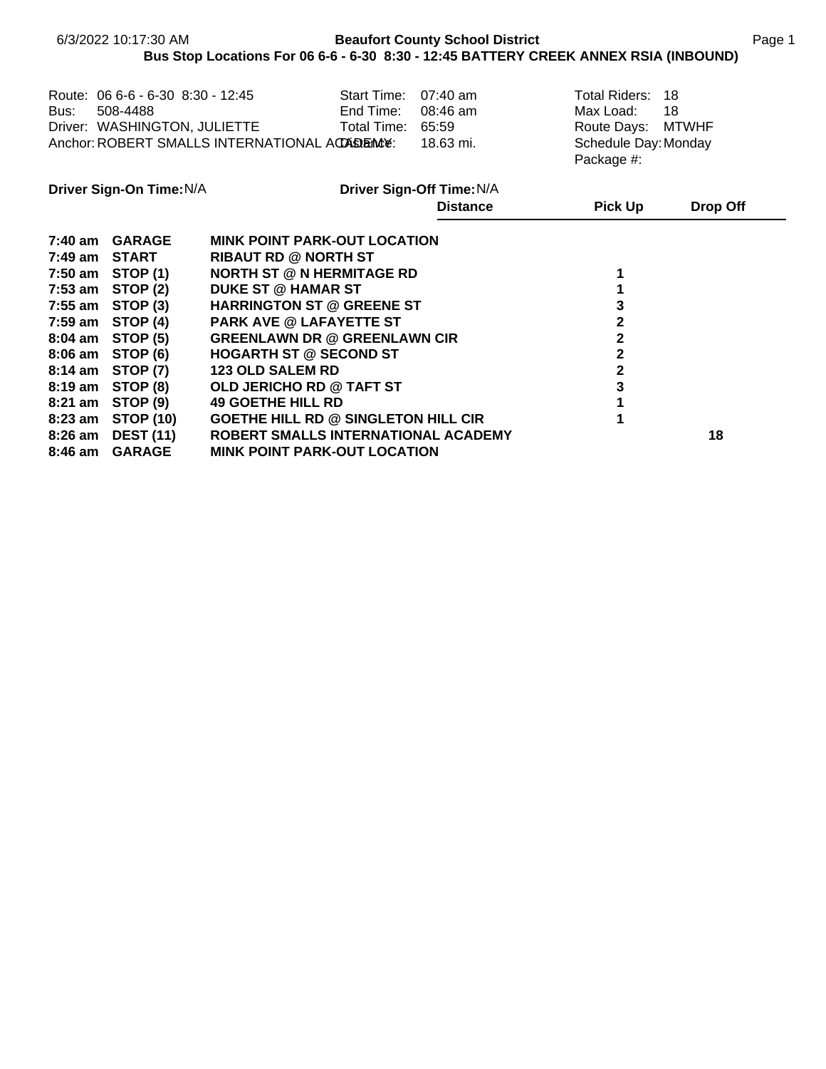6/3/2022 10:17:30 AM

**Beaufort County School District**

**Bus Stop Locations For 06 6-6 - 6-30 8:30 - 12:45 BATTERY CREEK ANNEX RSIA (INBOUND)**

| | | | | | |
|---|---|---|---|---|---|
| Route: | 06 6-6 - 6-30 8:30 - 12:45 | Start Time: | 07:40 am | Total Riders: | 18 |
| Bus: | 508-4488 | End Time: | 08:46 am | Max Load: | 18 |
| Driver: | WASHINGTON, JULIETTE | Total Time: | 65:59 | Route Days: | MTWHF |
| Anchor: | ROBERT SMALLS INTERNATIONAL ACADEMY | Distance: | 18.63 mi. | Schedule Day: | Monday |
| | | | | Package #: | |

**Driver Sign-On Time:** N/A

**Driver Sign-Off Time:** N/A

| Time | Stop | Location | Distance | Pick Up | Drop Off |
|---|---|---|---|---|---|
| **7:40 am** | **GARAGE** | **MINK POINT PARK-OUT LOCATION** | | | |
| **7:49 am** | **START** | **RIBAUT RD @ NORTH ST** | | | |
| **7:50 am** | **STOP (1)** | **NORTH ST @ N HERMITAGE RD** | | **1** | |
| **7:53 am** | **STOP (2)** | **DUKE ST @ HAMAR ST** | | **1** | |
| **7:55 am** | **STOP (3)** | **HARRINGTON ST @ GREENE ST** | | **3** | |
| **7:59 am** | **STOP (4)** | **PARK AVE @ LAFAYETTE ST** | | **2** | |
| **8:04 am** | **STOP (5)** | **GREENLAWN DR @ GREENLAWN CIR** | | **2** | |
| **8:06 am** | **STOP (6)** | **HOGARTH ST @ SECOND ST** | | **2** | |
| **8:14 am** | **STOP (7)** | **123 OLD SALEM RD** | | **2** | |
| **8:19 am** | **STOP (8)** | **OLD JERICHO RD @ TAFT ST** | | **3** | |
| **8:21 am** | **STOP (9)** | **49 GOETHE HILL RD** | | **1** | |
| **8:23 am** | **STOP (10)** | **GOETHE HILL RD @ SINGLETON HILL CIR** | | **1** | |
| **8:26 am** | **DEST (11)** | **ROBERT SMALLS INTERNATIONAL ACADEMY** | | | **18** |
| **8:46 am** | **GARAGE** | **MINK POINT PARK-OUT LOCATION** | | | |